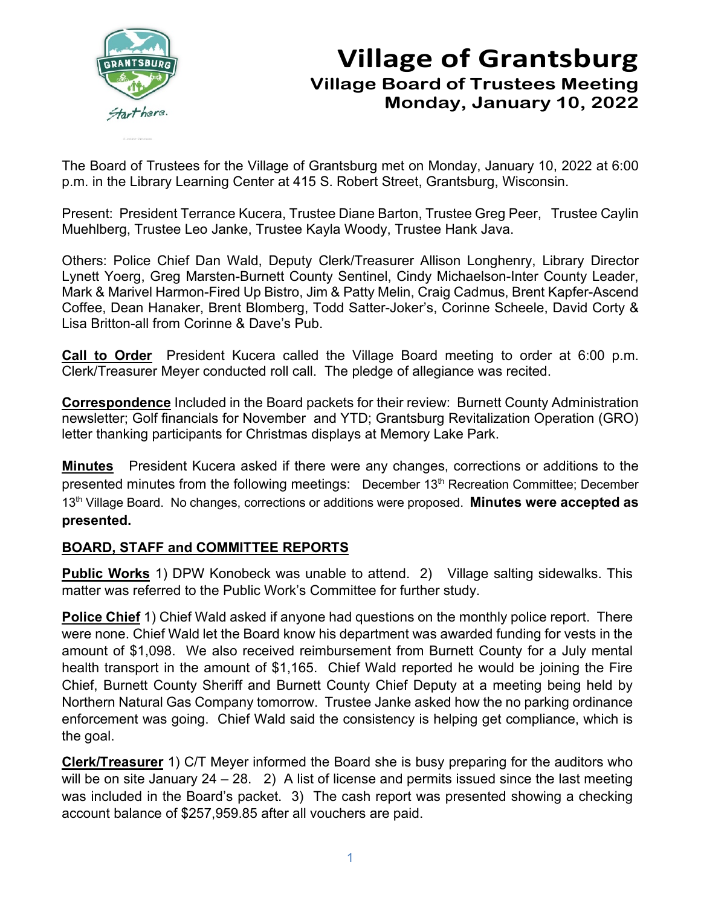# Village of Grantsburg

## Village Board of Trustees Meeting
## Monday, January 10, 2022

The Board of Trustees for the Village of Grantsburg met on Monday, January 10, 2022 at 6:00 p.m. in the Library Learning Center at 415 S. Robert Street, Grantsburg, Wisconsin.

Present: President Terrance Kucera, Trustee Diane Barton, Trustee Greg Peer, Trustee Caylin Muehlberg, Trustee Leo Janke, Trustee Kayla Woody, Trustee Hank Java.

Others: Police Chief Dan Wald, Deputy Clerk/Treasurer Allison Longhenry, Library Director Lynett Yoerg, Greg Marsten-Burnett County Sentinel, Cindy Michaelson-Inter County Leader, Mark & Marivel Harmon-Fired Up Bistro, Jim & Patty Melin, Craig Cadmus, Brent Kapfer-Ascend Coffee, Dean Hanaker, Brent Blomberg, Todd Satter-Joker's, Corinne Scheele, David Corty & Lisa Britton-all from Corinne & Dave's Pub.

**Call to Order** President Kucera called the Village Board meeting to order at 6:00 p.m. Clerk/Treasurer Meyer conducted roll call. The pledge of allegiance was recited.

**Correspondence** Included in the Board packets for their review: Burnett County Administration newsletter; Golf financials for November and YTD; Grantsburg Revitalization Operation (GRO) letter thanking participants for Christmas displays at Memory Lake Park.

**Minutes** President Kucera asked if there were any changes, corrections or additions to the presented minutes from the following meetings: December 13th Recreation Committee; December 13th Village Board. No changes, corrections or additions were proposed. **Minutes were accepted as presented.**

**BOARD, STAFF and COMMITTEE REPORTS**

**Public Works** 1) DPW Konobeck was unable to attend. 2) Village salting sidewalks. This matter was referred to the Public Work's Committee for further study.

**Police Chief** 1) Chief Wald asked if anyone had questions on the monthly police report. There were none. Chief Wald let the Board know his department was awarded funding for vests in the amount of $1,098. We also received reimbursement from Burnett County for a July mental health transport in the amount of $1,165. Chief Wald reported he would be joining the Fire Chief, Burnett County Sheriff and Burnett County Chief Deputy at a meeting being held by Northern Natural Gas Company tomorrow. Trustee Janke asked how the no parking ordinance enforcement was going. Chief Wald said the consistency is helping get compliance, which is the goal.

**Clerk/Treasurer** 1) C/T Meyer informed the Board she is busy preparing for the auditors who will be on site January 24 – 28. 2) A list of license and permits issued since the last meeting was included in the Board's packet. 3) The cash report was presented showing a checking account balance of $257,959.85 after all vouchers are paid.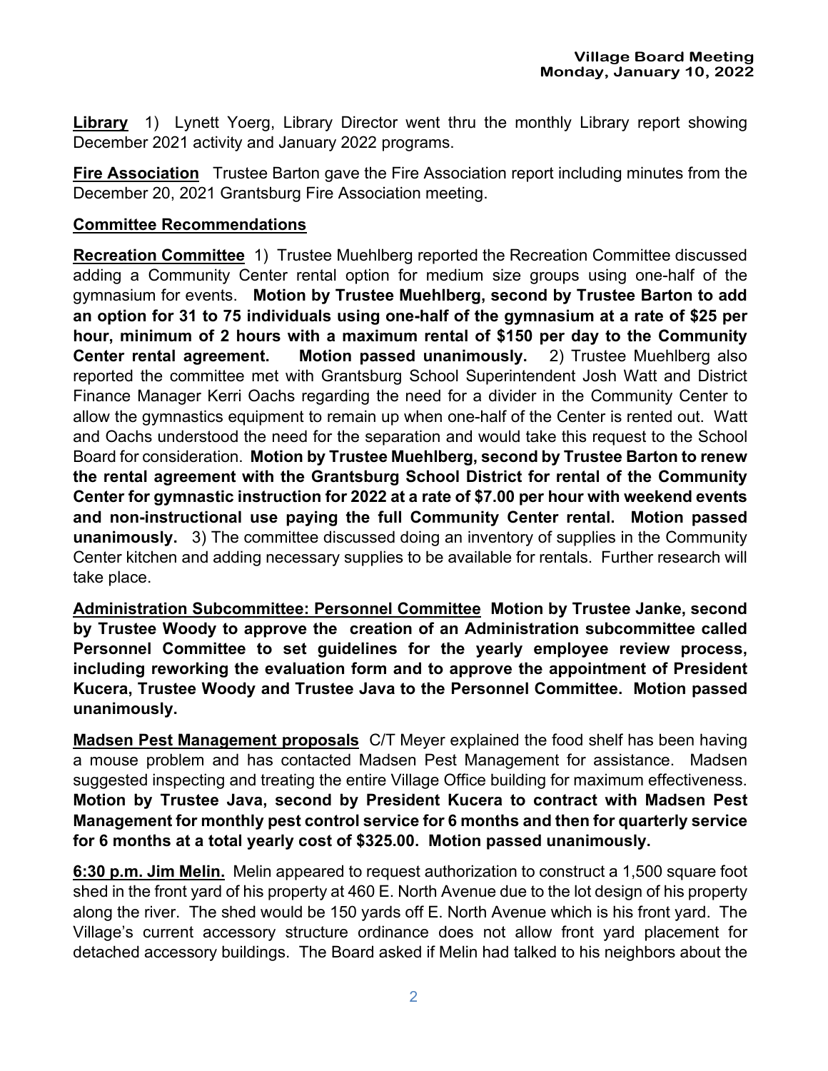**Library** 1) Lynett Yoerg, Library Director went thru the monthly Library report showing December 2021 activity and January 2022 programs.

**Fire Association** Trustee Barton gave the Fire Association report including minutes from the December 20, 2021 Grantsburg Fire Association meeting.

**Committee Recommendations**

**Recreation Committee** 1) Trustee Muehlberg reported the Recreation Committee discussed adding a Community Center rental option for medium size groups using one-half of the gymnasium for events. **Motion by Trustee Muehlberg, second by Trustee Barton to add an option for 31 to 75 individuals using one-half of the gymnasium at a rate of $25 per hour, minimum of 2 hours with a maximum rental of $150 per day to the Community Center rental agreement. Motion passed unanimously.** 2) Trustee Muehlberg also reported the committee met with Grantsburg School Superintendent Josh Watt and District Finance Manager Kerri Oachs regarding the need for a divider in the Community Center to allow the gymnastics equipment to remain up when one-half of the Center is rented out. Watt and Oachs understood the need for the separation and would take this request to the School Board for consideration. **Motion by Trustee Muehlberg, second by Trustee Barton to renew the rental agreement with the Grantsburg School District for rental of the Community Center for gymnastic instruction for 2022 at a rate of $7.00 per hour with weekend events and non-instructional use paying the full Community Center rental. Motion passed unanimously.** 3) The committee discussed doing an inventory of supplies in the Community Center kitchen and adding necessary supplies to be available for rentals. Further research will take place.

**Administration Subcommittee: Personnel Committee** **Motion by Trustee Janke, second by Trustee Woody to approve the creation of an Administration subcommittee called Personnel Committee to set guidelines for the yearly employee review process, including reworking the evaluation form and to approve the appointment of President Kucera, Trustee Woody and Trustee Java to the Personnel Committee. Motion passed unanimously.**

**Madsen Pest Management proposals** C/T Meyer explained the food shelf has been having a mouse problem and has contacted Madsen Pest Management for assistance. Madsen suggested inspecting and treating the entire Village Office building for maximum effectiveness. **Motion by Trustee Java, second by President Kucera to contract with Madsen Pest Management for monthly pest control service for 6 months and then for quarterly service for 6 months at a total yearly cost of $325.00. Motion passed unanimously.**

**6:30 p.m. Jim Melin.** Melin appeared to request authorization to construct a 1,500 square foot shed in the front yard of his property at 460 E. North Avenue due to the lot design of his property along the river. The shed would be 150 yards off E. North Avenue which is his front yard. The Village's current accessory structure ordinance does not allow front yard placement for detached accessory buildings. The Board asked if Melin had talked to his neighbors about the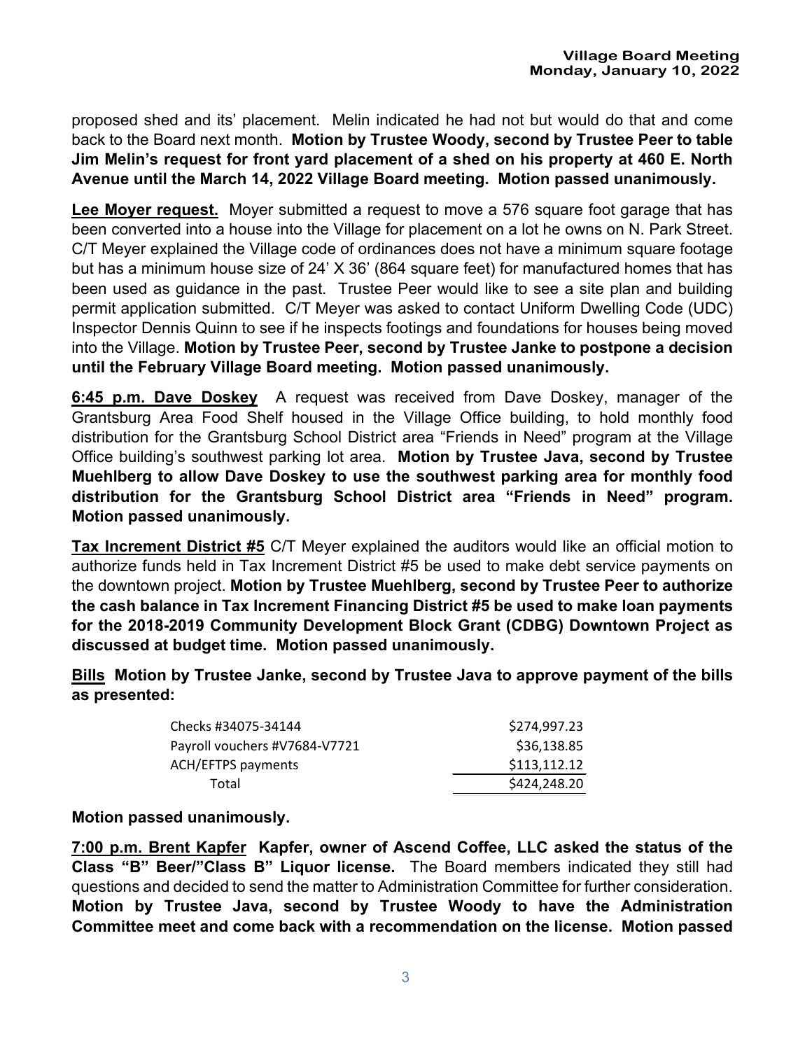proposed shed and its' placement. Melin indicated he had not but would do that and come back to the Board next month. **Motion by Trustee Woody, second by Trustee Peer to table Jim Melin's request for front yard placement of a shed on his property at 460 E. North Avenue until the March 14, 2022 Village Board meeting. Motion passed unanimously.**

**<u>Lee Moyer request.</u>** Moyer submitted a request to move a 576 square foot garage that has been converted into a house into the Village for placement on a lot he owns on N. Park Street. C/T Meyer explained the Village code of ordinances does not have a minimum square footage but has a minimum house size of 24' X 36' (864 square feet) for manufactured homes that has been used as guidance in the past. Trustee Peer would like to see a site plan and building permit application submitted. C/T Meyer was asked to contact Uniform Dwelling Code (UDC) Inspector Dennis Quinn to see if he inspects footings and foundations for houses being moved into the Village. **Motion by Trustee Peer, second by Trustee Janke to postpone a decision until the February Village Board meeting. Motion passed unanimously.**

**<u>6:45 p.m. Dave Doskey</u>** A request was received from Dave Doskey, manager of the Grantsburg Area Food Shelf housed in the Village Office building, to hold monthly food distribution for the Grantsburg School District area "Friends in Need" program at the Village Office building's southwest parking lot area. **Motion by Trustee Java, second by Trustee Muehlberg to allow Dave Doskey to use the southwest parking area for monthly food distribution for the Grantsburg School District area "Friends in Need" program. Motion passed unanimously.**

**<u>Tax Increment District #5</u>** C/T Meyer explained the auditors would like an official motion to authorize funds held in Tax Increment District #5 be used to make debt service payments on the downtown project. **Motion by Trustee Muehlberg, second by Trustee Peer to authorize the cash balance in Tax Increment Financing District #5 be used to make loan payments for the 2018-2019 Community Development Block Grant (CDBG) Downtown Project as discussed at budget time. Motion passed unanimously.**

**<u>Bills</u> Motion by Trustee Janke, second by Trustee Java to approve payment of the bills as presented:**

| | |
|---|---|
| Checks #34075-34144 | $274,997.23 |
| Payroll vouchers #V7684-V7721 | $36,138.85 |
| ACH/EFTPS payments | $113,112.12 |
| Total | $424,248.20 |

**Motion passed unanimously.**

**<u>7:00 p.m. Brent Kapfer</u> Kapfer, owner of Ascend Coffee, LLC asked the status of the Class "B" Beer/"Class B" Liquor license.** The Board members indicated they still had questions and decided to send the matter to Administration Committee for further consideration. **Motion by Trustee Java, second by Trustee Woody to have the Administration Committee meet and come back with a recommendation on the license. Motion passed**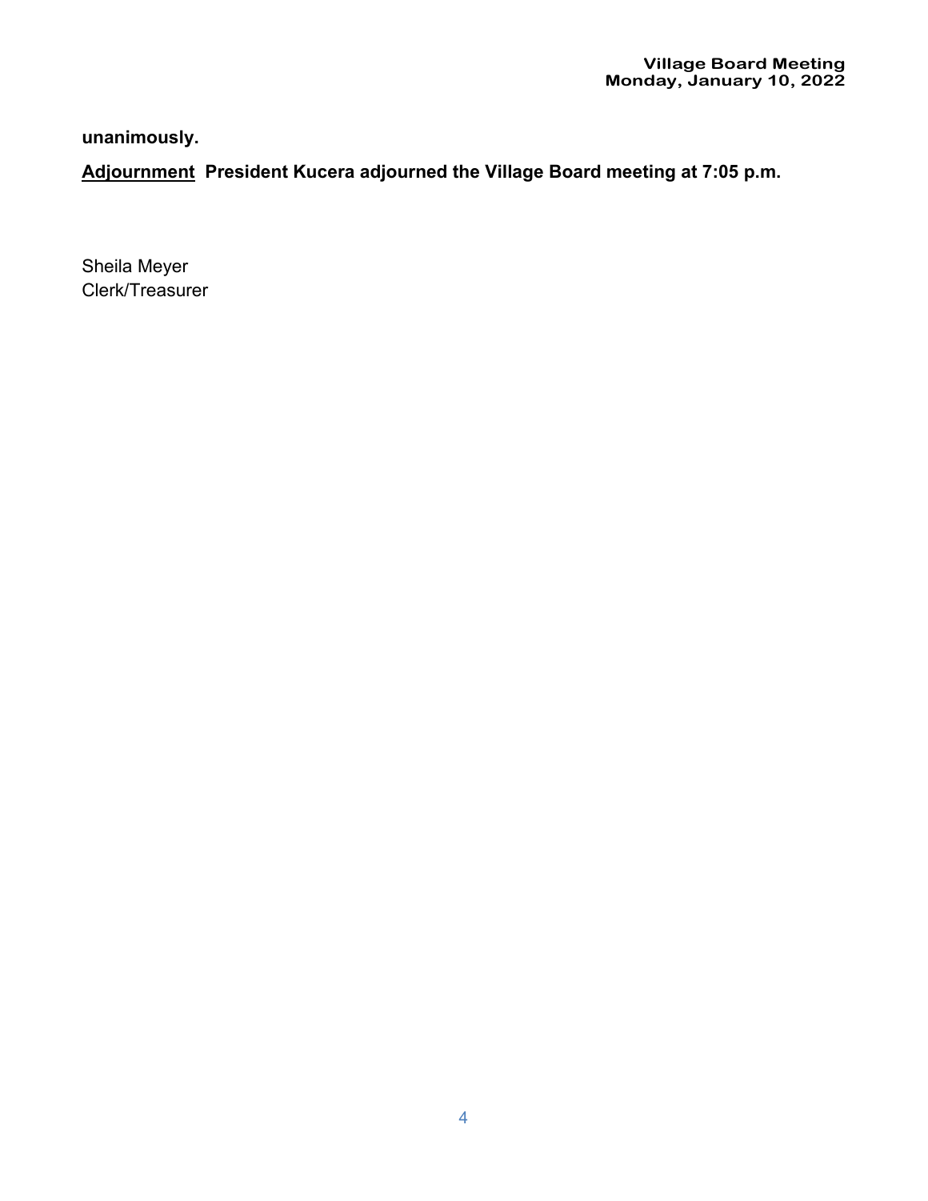**unanimously.**

**Adjournment President Kucera adjourned the Village Board meeting at 7:05 p.m.**

Sheila Meyer
Clerk/Treasurer